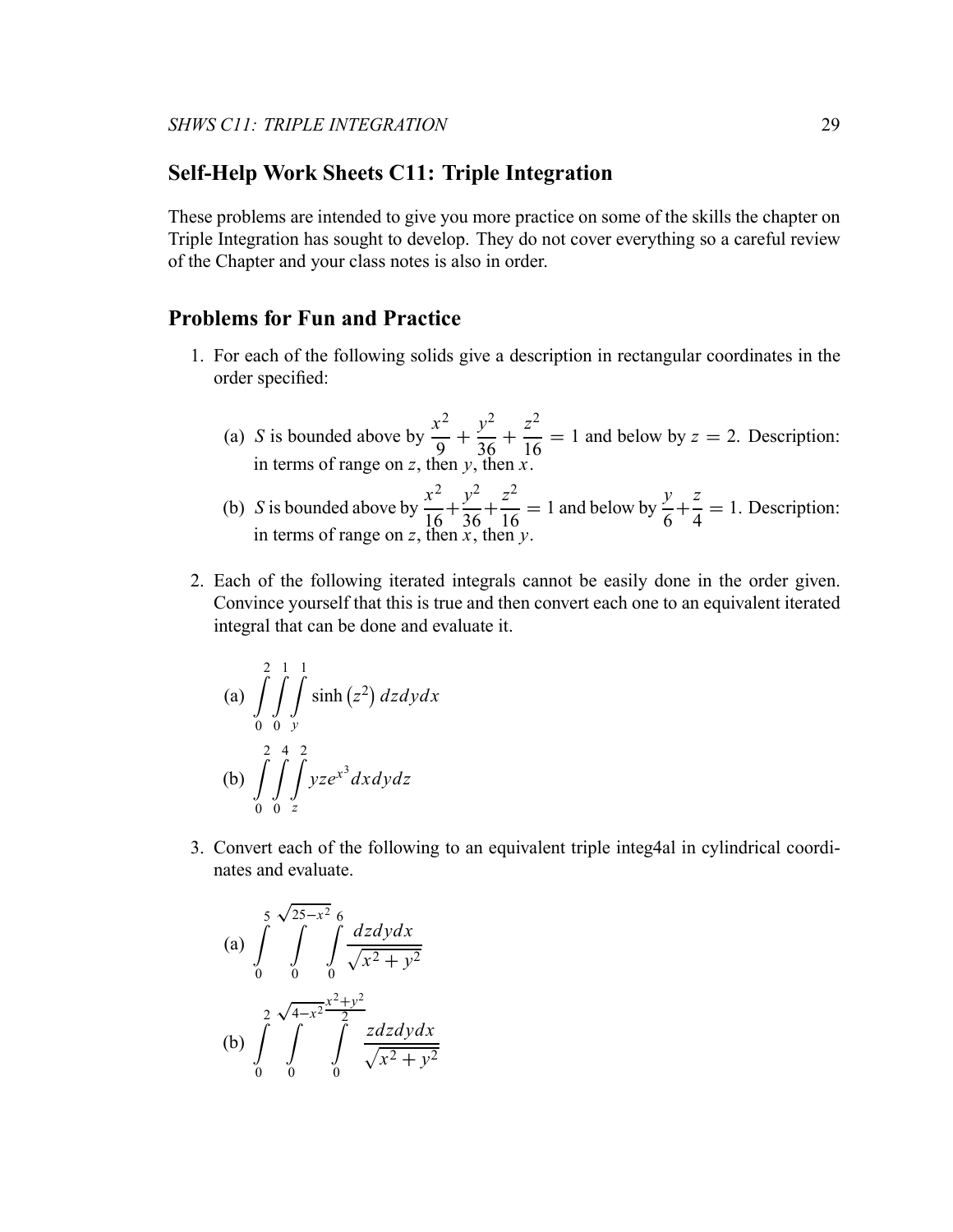## Self-Help Work Sheets C11: Triple Integration

These problems are intended to give you more practice on some of the skills the chapter on Triple Integration has sought to develop. They do not cover everything so a careful review of the Chapter and your class notes is also in order.

## Problems for Fun and Practice

1. For each of the following solids give a description in rectangular coordinates in the order specified:

   (a) $S$ is bounded above by $\dfrac{x^2}{9} + \dfrac{y^2}{36} + \dfrac{z^2}{16} = 1$ and below by $z = 2$. Description: in terms of range on $z$, then $y$, then $x$.

   (b) $S$ is bounded above by $\dfrac{x^2}{16} + \dfrac{y^2}{36} + \dfrac{z^2}{16} = 1$ and below by $\dfrac{y}{6} + \dfrac{z}{4} = 1$. Description: in terms of range on $z$, then $x$, then $y$.

2. Each of the following iterated integrals cannot be easily done in the order given. Convince yourself that this is true and then convert each one to an equivalent iterated integral that can be done and evaluate it.

   (a) $$\int_0^2 \int_0^1 \int_y^1 \sinh\left(z^2\right) dz dy dx$$

   (b) $$\int_0^2 \int_0^4 \int_z^2 yze^{x^3} dx dy dz$$

3. Convert each of the following to an equivalent triple integ4al in cylindrical coordinates and evaluate.

   (a) $$\int_0^5 \int_0^{\sqrt{25-x^2}} \int_0^6 \frac{dz dy dx}{\sqrt{x^2+y^2}}$$

   (b) $$\int_0^2 \int_0^{\sqrt{4-x^2}} \int_0^{\frac{x^2+y^2}{2}} \frac{z dz dy dx}{\sqrt{x^2+y^2}}$$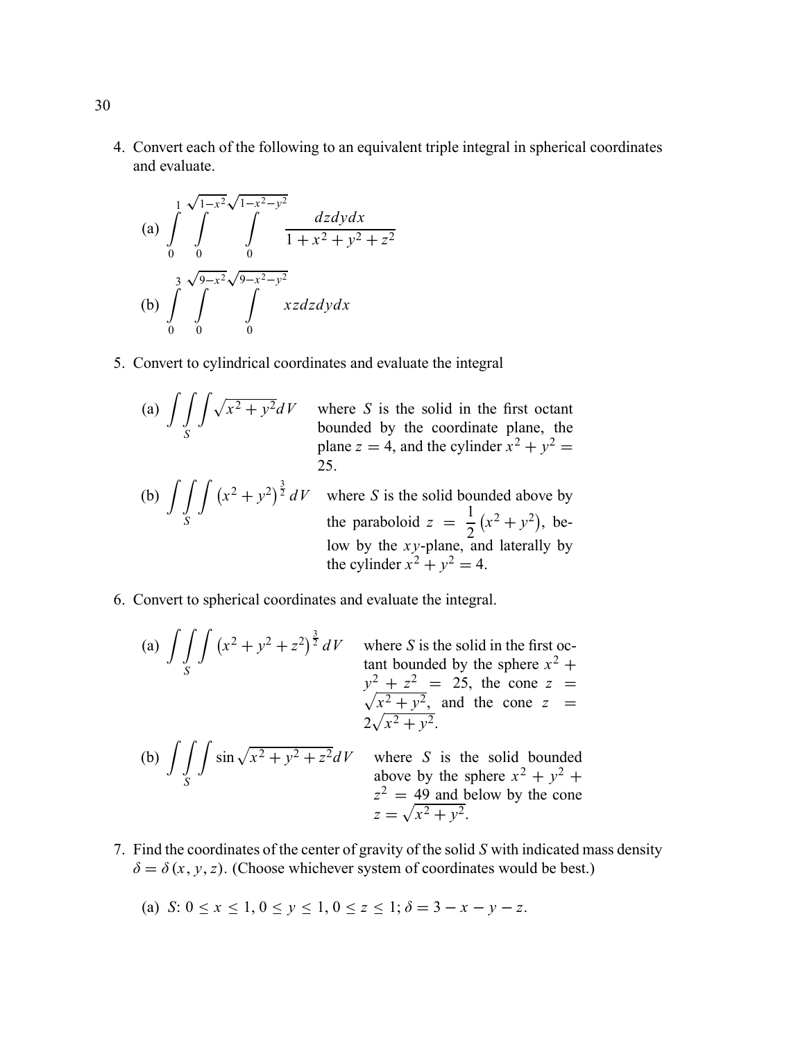4. Convert each of the following to an equivalent triple integral in spherical coordinates and evaluate.

   (a) $$\int_0^1 \int_0^{\sqrt{1-x^2}} \int_0^{\sqrt{1-x^2-y^2}} \frac{dzdydx}{1+x^2+y^2+z^2}$$

   (b) $$\int_0^3 \int_0^{\sqrt{9-x^2}} \int_0^{\sqrt{9-x^2-y^2}} xzdzdydx$$

5. Convert to cylindrical coordinates and evaluate the integral

   (a) $\displaystyle\iiint_S \sqrt{x^2+y^2}dV$ where $S$ is the solid in the first octant bounded by the coordinate plane, the plane $z = 4$, and the cylinder $x^2 + y^2 = 25$.

   (b) $\displaystyle\iiint_S \left(x^2+y^2\right)^{\frac{3}{2}} dV$ where $S$ is the solid bounded above by the paraboloid $z = \frac{1}{2}\left(x^2+y^2\right)$, below by the $xy$-plane, and laterally by the cylinder $x^2 + y^2 = 4$.

6. Convert to spherical coordinates and evaluate the integral.

   (a) $\displaystyle\iiint_S \left(x^2+y^2+z^2\right)^{\frac{3}{2}} dV$ where $S$ is the solid in the first octant bounded by the sphere $x^2 + y^2 + z^2 = 25$, the cone $z = \sqrt{x^2+y^2}$, and the cone $z = 2\sqrt{x^2+y^2}$.

   (b) $\displaystyle\iiint_S \sin\sqrt{x^2+y^2+z^2}dV$ where $S$ is the solid bounded above by the sphere $x^2 + y^2 + z^2 = 49$ and below by the cone $z = \sqrt{x^2+y^2}$.

7. Find the coordinates of the center of gravity of the solid $S$ with indicated mass density $\delta = \delta(x, y, z)$. (Choose whichever system of coordinates would be best.)

   (a) $S$: $0 \le x \le 1, 0 \le y \le 1, 0 \le z \le 1$; $\delta = 3 - x - y - z$.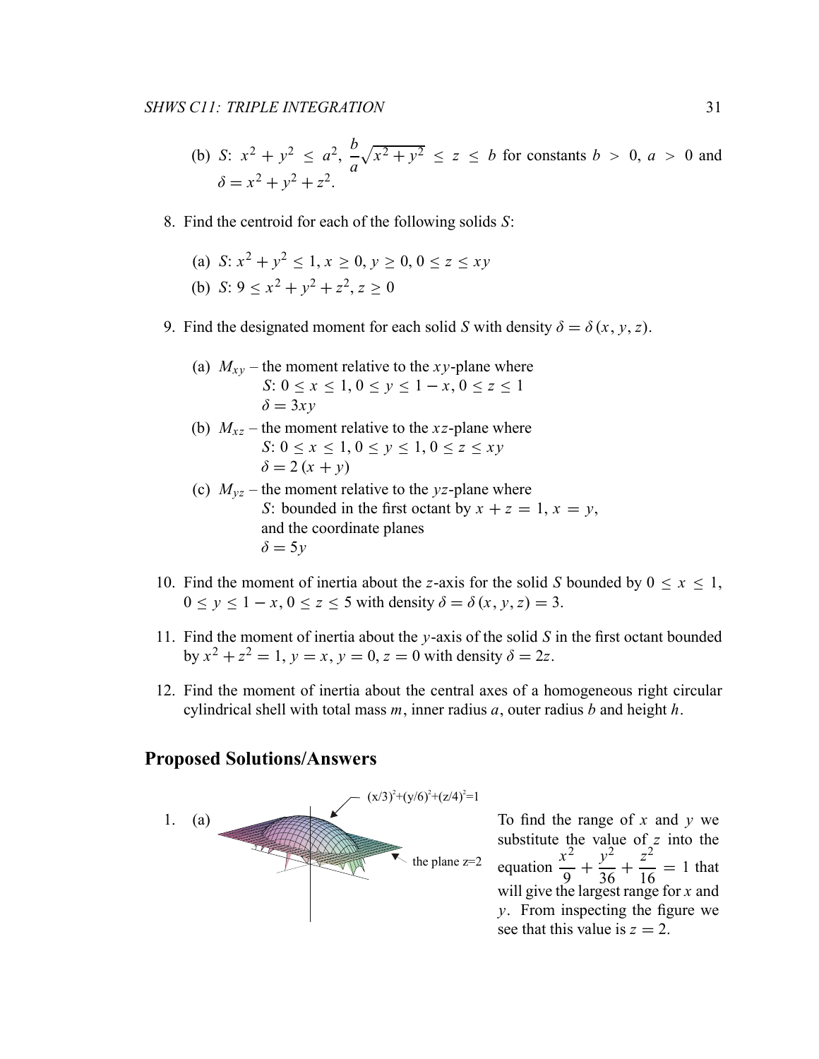(b) $S$: $x^2 + y^2 \leq a^2$, $\frac{b}{a}\sqrt{x^2 + y^2} \leq z \leq b$ for constants $b > 0$, $a > 0$ and $\delta = x^2 + y^2 + z^2$.

8. Find the centroid for each of the following solids $S$:

   (a) $S$: $x^2 + y^2 \leq 1$, $x \geq 0$, $y \geq 0$, $0 \leq z \leq xy$

   (b) $S$: $9 \leq x^2 + y^2 + z^2$, $z \geq 0$

9. Find the designated moment for each solid $S$ with density $\delta = \delta(x, y, z)$.

   (a) $M_{xy}$ – the moment relative to the $xy$-plane where
   $S$: $0 \leq x \leq 1$, $0 \leq y \leq 1 - x$, $0 \leq z \leq 1$
   $\delta = 3xy$

   (b) $M_{xz}$ – the moment relative to the $xz$-plane where
   $S$: $0 \leq x \leq 1$, $0 \leq y \leq 1$, $0 \leq z \leq xy$
   $\delta = 2(x + y)$

   (c) $M_{yz}$ – the moment relative to the $yz$-plane where
   $S$: bounded in the first octant by $x + z = 1$, $x = y$, and the coordinate planes
   $\delta = 5y$

10. Find the moment of inertia about the $z$-axis for the solid $S$ bounded by $0 \leq x \leq 1$, $0 \leq y \leq 1 - x$, $0 \leq z \leq 5$ with density $\delta = \delta(x, y, z) = 3$.

11. Find the moment of inertia about the $y$-axis of the solid $S$ in the first octant bounded by $x^2 + z^2 = 1$, $y = x$, $y = 0$, $z = 0$ with density $\delta = 2z$.

12. Find the moment of inertia about the central axes of a homogeneous right circular cylindrical shell with total mass $m$, inner radius $a$, outer radius $b$ and height $h$.

## Proposed Solutions/Answers

1. (a)

$(x/3)^2+(y/6)^2+(z/4)^2=1$

the plane z=2

To find the range of $x$ and $y$ we substitute the value of $z$ into the equation $\frac{x^2}{9} + \frac{y^2}{36} + \frac{z^2}{16} = 1$ that will give the largest range for $x$ and $y$. From inspecting the figure we see that this value is $z = 2$.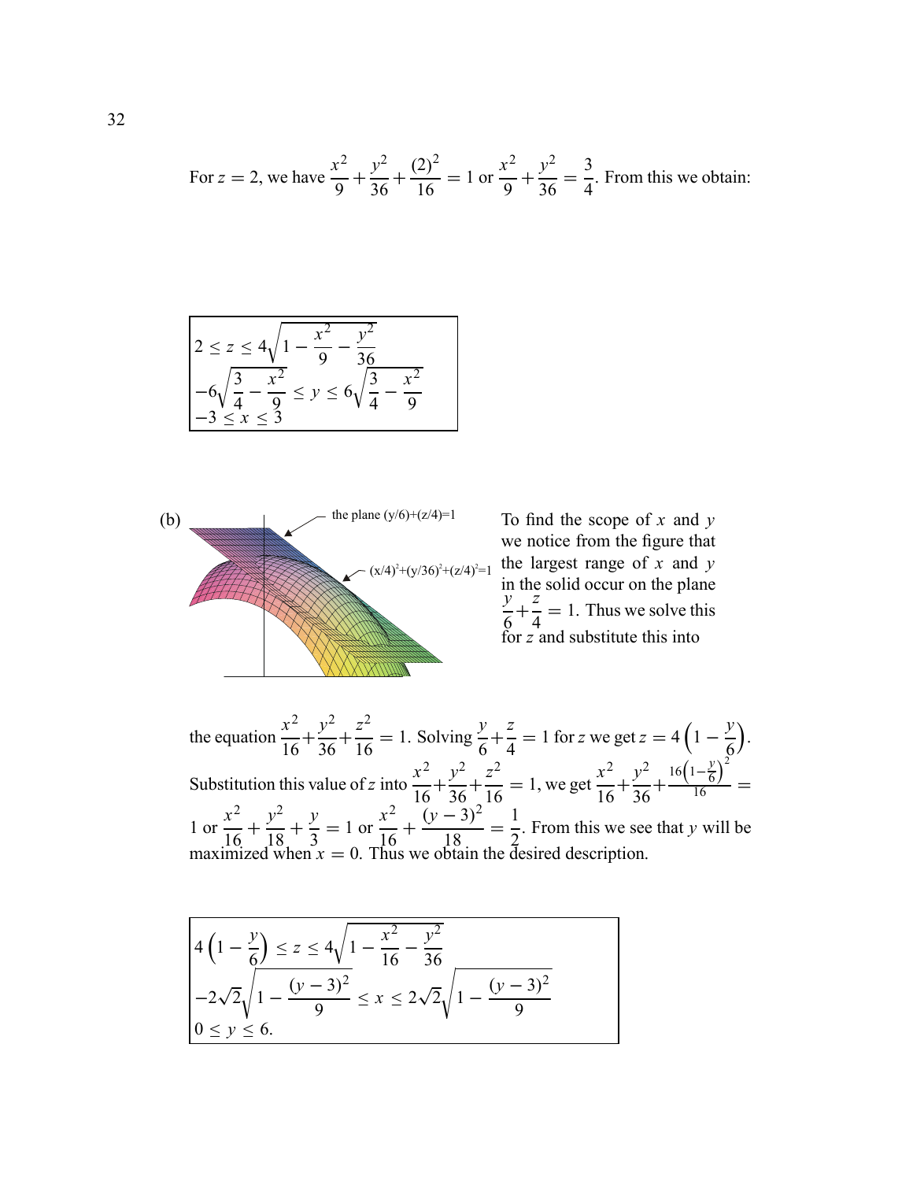For $z = 2$, we have $\dfrac{x^2}{9}+\dfrac{y^2}{36}+\dfrac{(2)^2}{16} = 1$ or $\dfrac{x^2}{9}+\dfrac{y^2}{36} = \dfrac{3}{4}$. From this we obtain:

$$
\begin{aligned}
&2 \le z \le 4\sqrt{1-\frac{x^2}{9}-\frac{y^2}{36}} \\
&-6\sqrt{\frac{3}{4}-\frac{x^2}{9}} \le y \le 6\sqrt{\frac{3}{4}-\frac{x^2}{9}} \\
&-3 \le x \le 3
\end{aligned}
$$

(b) To find the scope of $x$ and $y$ we notice from the figure that the largest range of $x$ and $y$ in the solid occur on the plane $\dfrac{y}{6}+\dfrac{z}{4} = 1$. Thus we solve this for $z$ and substitute this into

the plane (y/6)+(z/4)=1

(x/4)²+(y/36)²+(z/4)²=1

the equation $\dfrac{x^2}{16}+\dfrac{y^2}{36}+\dfrac{z^2}{16} = 1$. Solving $\dfrac{y}{6}+\dfrac{z}{4} = 1$ for $z$ we get $z = 4\left(1-\dfrac{y}{6}\right)$. Substitution this value of $z$ into $\dfrac{x^2}{16}+\dfrac{y^2}{36}+\dfrac{z^2}{16} = 1$, we get $\dfrac{x^2}{16}+\dfrac{y^2}{36}+\dfrac{16\left(1-\frac{y}{6}\right)^2}{16} = 1$ or $\dfrac{x^2}{16}+\dfrac{y^2}{18}+\dfrac{y}{3} = 1$ or $\dfrac{x^2}{16}+\dfrac{(y-3)^2}{18} = \dfrac{1}{2}$. From this we see that $y$ will be maximized when $x = 0$. Thus we obtain the desired description.

$$
\begin{aligned}
&4\left(1-\frac{y}{6}\right) \le z \le 4\sqrt{1-\frac{x^2}{16}-\frac{y^2}{36}} \\
&-2\sqrt{2}\sqrt{1-\frac{(y-3)^2}{9}} \le x \le 2\sqrt{2}\sqrt{1-\frac{(y-3)^2}{9}} \\
&0 \le y \le 6.
\end{aligned}
$$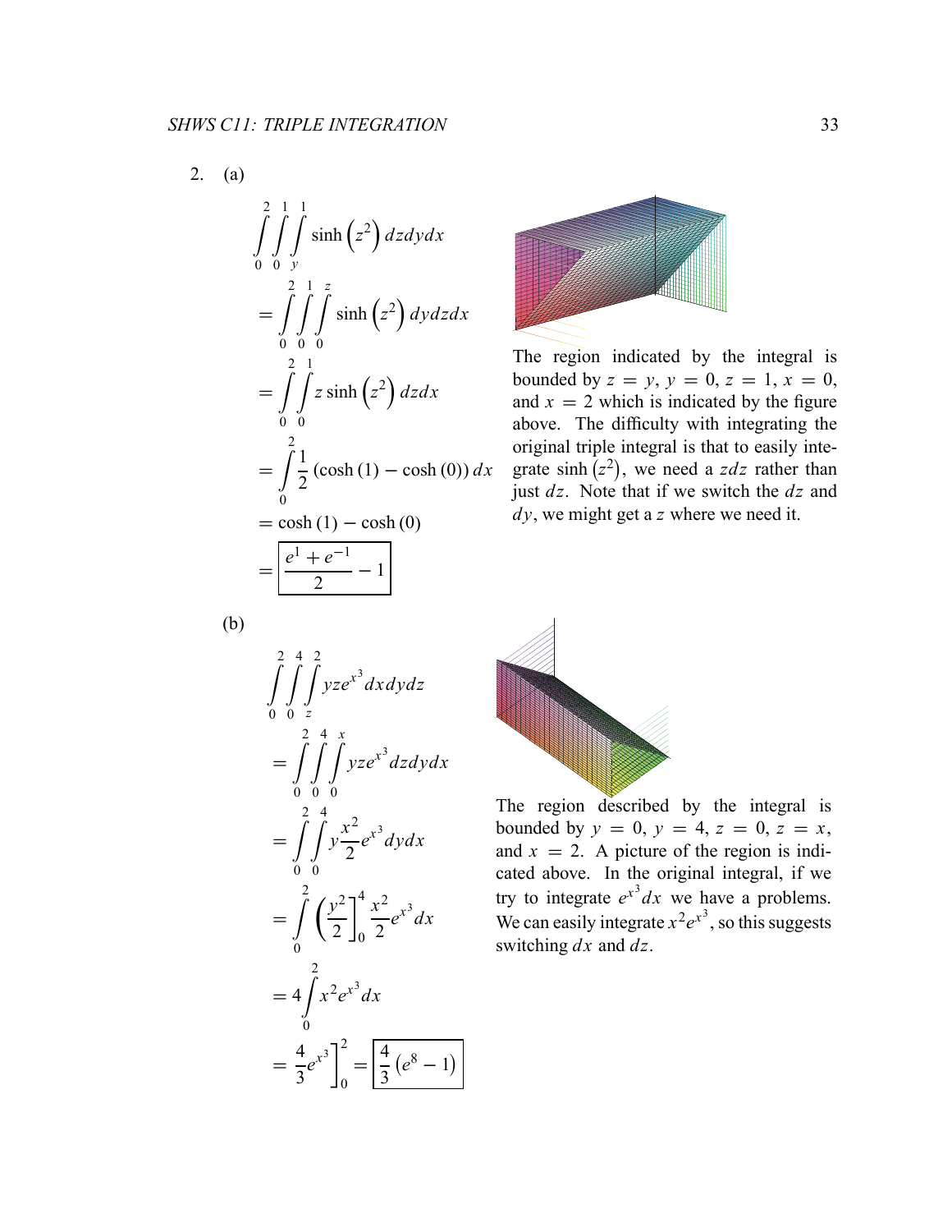2. (a)

$$\int_0^2\int_0^1\int_y^1 \sinh\left(z^2\right) dz dy dx$$

$$= \int_0^2\int_0^1\int_0^z \sinh\left(z^2\right) dy dz dx$$

$$= \int_0^2\int_0^1 z \sinh\left(z^2\right) dz dx$$

$$= \int_0^2 \frac{1}{2}\left(\cosh(1) - \cosh(0)\right) dx$$

$$= \cosh(1) - \cosh(0)$$

$$= \boxed{\frac{e^1 + e^{-1}}{2} - 1}$$

The region indicated by the integral is bounded by $z = y$, $y = 0$, $z = 1$, $x = 0$, and $x = 2$ which is indicated by the figure above. The difficulty with integrating the original triple integral is that to easily integrate $\sinh\left(z^2\right)$, we need a $zdz$ rather than just $dz$. Note that if we switch the $dz$ and $dy$, we might get a $z$ where we need it.

(b)

$$\int_0^2\int_0^4\int_z^2 yze^{x^3} dx dy dz$$

$$= \int_0^2\int_0^4\int_0^x yze^{x^3} dz dy dx$$

$$= \int_0^2\int_0^4 y\frac{x^2}{2}e^{x^3} dy dx$$

$$= \int_0^2 \left(\frac{y^2}{2}\right]_0^4 \frac{x^2}{2}e^{x^3} dx$$

$$= 4\int_0^2 x^2 e^{x^3} dx$$

$$= \frac{4}{3}e^{x^3}\Big]_0^2 = \boxed{\frac{4}{3}\left(e^8 - 1\right)}$$

The region described by the integral is bounded by $y = 0$, $y = 4$, $z = 0$, $z = x$, and $x = 2$. A picture of the region is indicated above. In the original integral, if we try to integrate $e^{x^3}dx$ we have a problems. We can easily integrate $x^2e^{x^3}$, so this suggests switching $dx$ and $dz$.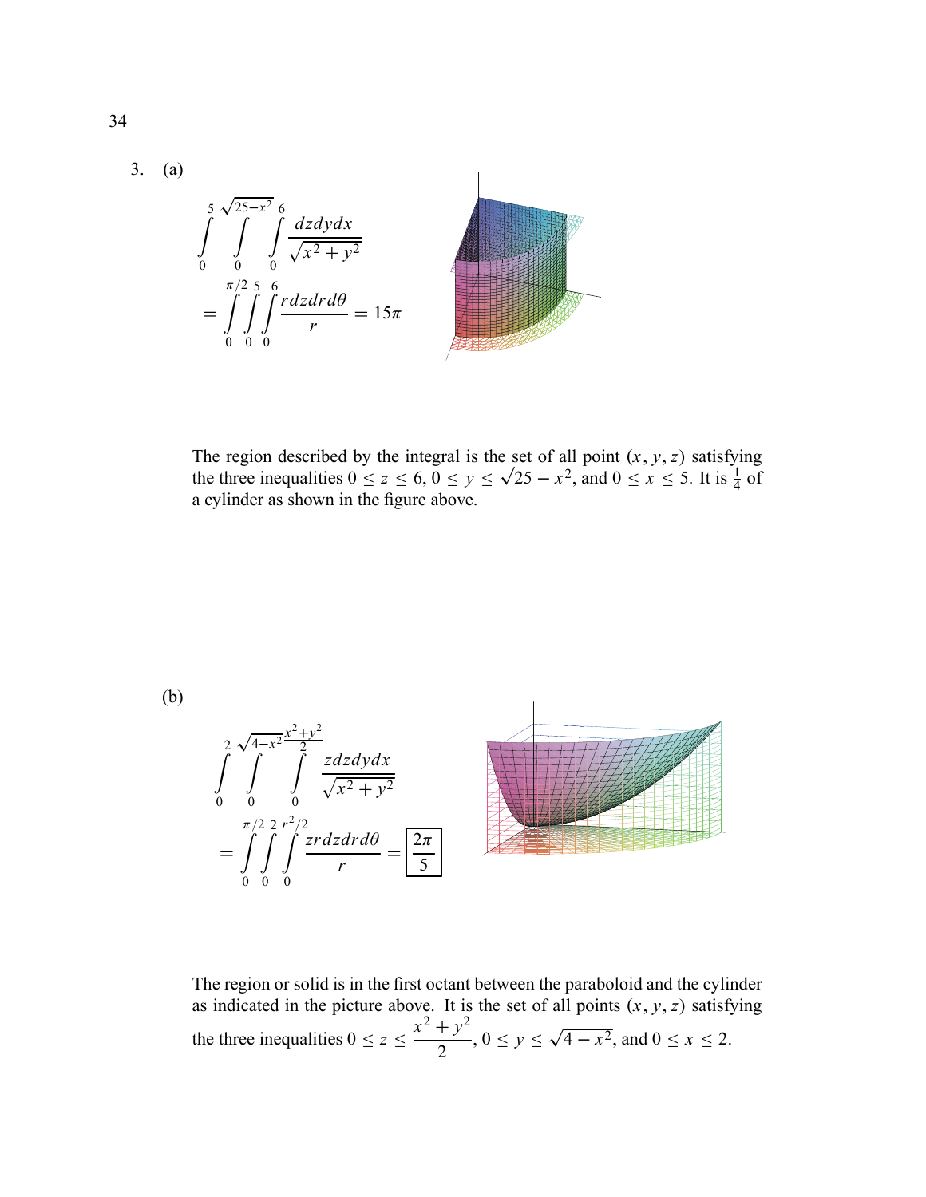3. (a)

$$\int_0^5 \int_0^{\sqrt{25-x^2}} \int_0^6 \frac{dzdydx}{\sqrt{x^2+y^2}}$$

$$= \int_0^{\pi/2} \int_0^5 \int_0^6 \frac{rdzdrd\theta}{r} = 15\pi$$

The region described by the integral is the set of all point $(x, y, z)$ satisfying the three inequalities $0 \leq z \leq 6$, $0 \leq y \leq \sqrt{25-x^2}$, and $0 \leq x \leq 5$. It is $\frac{1}{4}$ of a cylinder as shown in the figure above.

(b)

$$\int_0^2 \int_0^{\sqrt{4-x^2}} \int_0^{\frac{x^2+y^2}{2}} \frac{zdzdydx}{\sqrt{x^2+y^2}}$$

$$= \int_0^{\pi/2} \int_0^2 \int_0^{r^2/2} \frac{zrdzdrd\theta}{r} = \boxed{\frac{2\pi}{5}}$$

The region or solid is in the first octant between the paraboloid and the cylinder as indicated in the picture above. It is the set of all points $(x, y, z)$ satisfying the three inequalities $0 \leq z \leq \dfrac{x^2+y^2}{2}$, $0 \leq y \leq \sqrt{4-x^2}$, and $0 \leq x \leq 2$.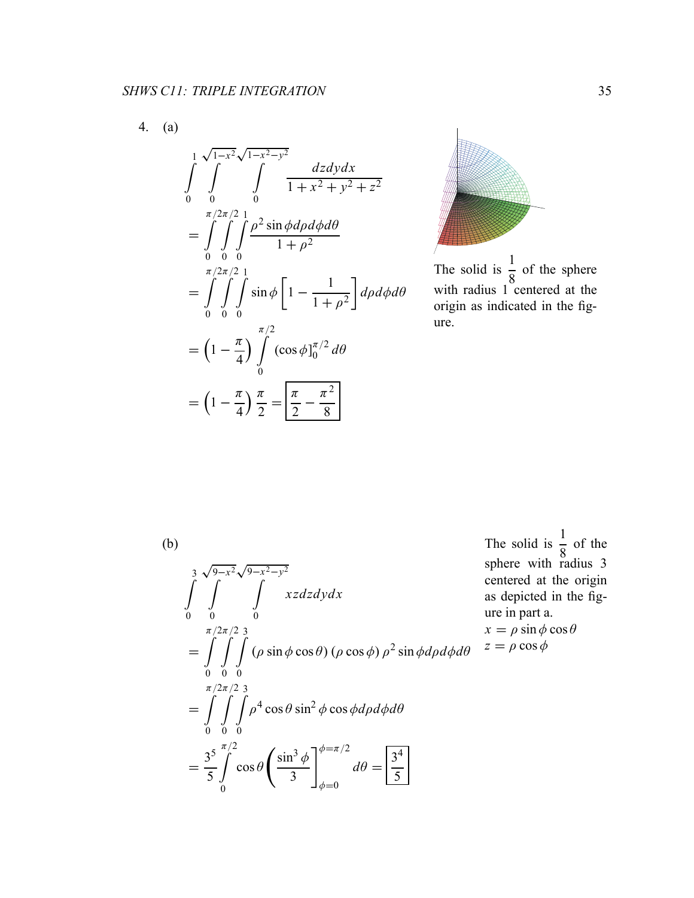4. (a)

$$\int_0^1 \int_0^{\sqrt{1-x^2}} \int_0^{\sqrt{1-x^2-y^2}} \frac{dzdydx}{1+x^2+y^2+z^2}$$

$$= \int_0^{\pi/2}\int_0^{\pi/2}\int_0^1 \frac{\rho^2 \sin\phi \, d\rho d\phi d\theta}{1+\rho^2}$$

$$= \int_0^{\pi/2}\int_0^{\pi/2}\int_0^1 \sin\phi \left[1 - \frac{1}{1+\rho^2}\right] d\rho d\phi d\theta$$

$$= \left(1 - \frac{\pi}{4}\right) \int_0^{\pi/2} (\cos\phi]_0^{\pi/2} \, d\theta$$

$$= \left(1 - \frac{\pi}{4}\right)\frac{\pi}{2} = \boxed{\frac{\pi}{2} - \frac{\pi^2}{8}}$$

The solid is $\frac{1}{8}$ of the sphere with radius 1 centered at the origin as indicated in the figure.

(b)

$$\int_0^3 \int_0^{\sqrt{9-x^2}} \int_0^{\sqrt{9-x^2-y^2}} xz dzdydx$$

$$= \int_0^{\pi/2}\int_0^{\pi/2}\int_0^3 (\rho \sin\phi \cos\theta)(\rho\cos\phi)\,\rho^2 \sin\phi d\rho d\phi d\theta$$

$$= \int_0^{\pi/2}\int_0^{\pi/2}\int_0^3 \rho^4 \cos\theta \sin^2\phi \cos\phi d\rho d\phi d\theta$$

$$= \frac{3^5}{5}\int_0^{\pi/2} \cos\theta \left(\frac{\sin^3\phi}{3}\right]_{\phi=0}^{\phi=\pi/2} d\theta = \boxed{\frac{3^4}{5}}$$

The solid is $\frac{1}{8}$ of the sphere with radius 3 centered at the origin as depicted in the figure in part a.

$x = \rho \sin\phi \cos\theta$

$z = \rho \cos\phi$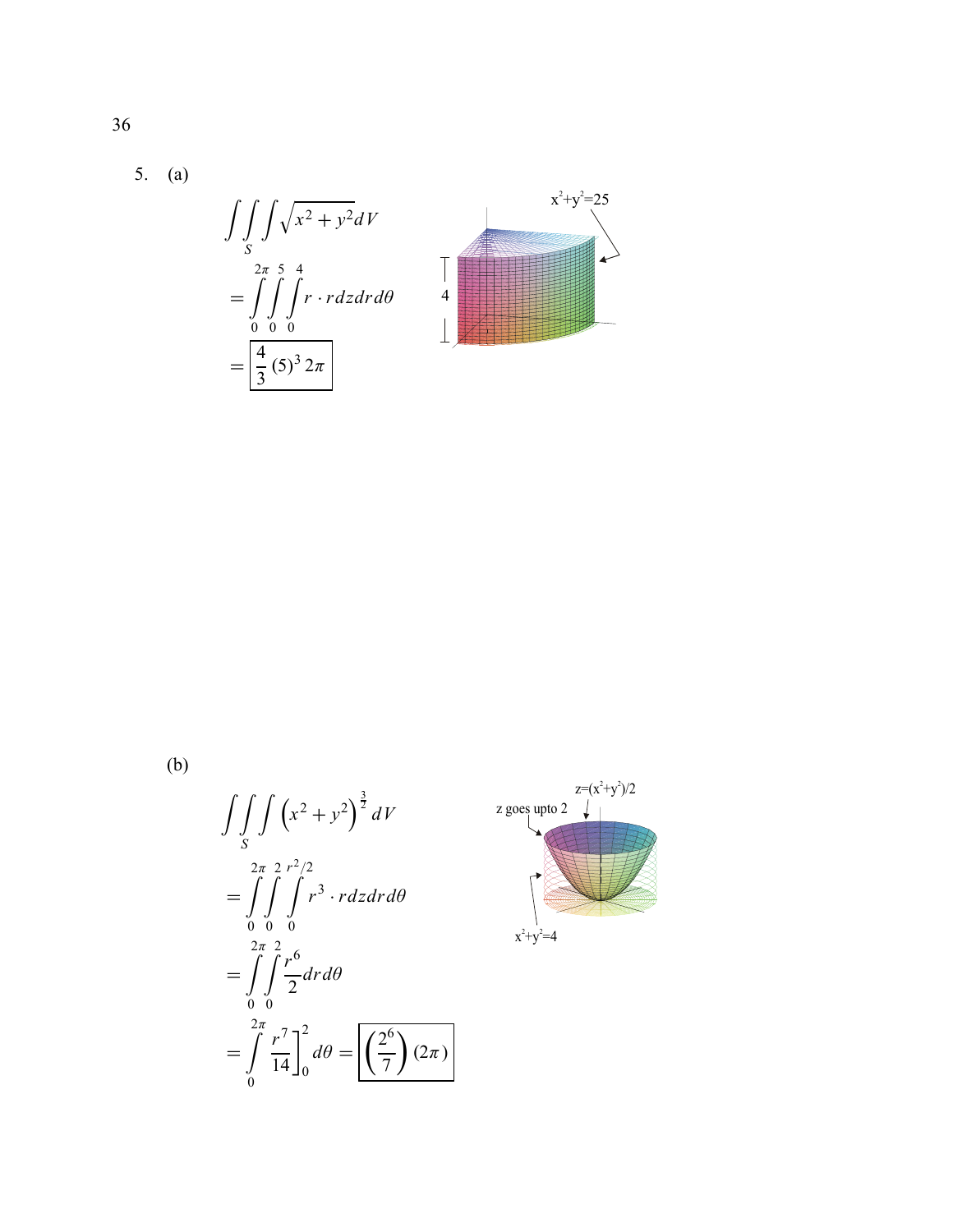5. (a)

$$\iiint_S \sqrt{x^2+y^2}\,dV$$

$$= \int_0^{2\pi}\int_0^5\int_0^4 r \cdot r\,dz\,dr\,d\theta$$

$$= \boxed{\frac{4}{3}(5)^3\,2\pi}$$

$x^2+y^2=25$

4

(b)

$$\iiint_S \left(x^2+y^2\right)^{\frac{3}{2}} dV$$

$$= \int_0^{2\pi}\int_0^2\int_0^{r^2/2} r^3 \cdot r\,dz\,dr\,d\theta$$

$$= \int_0^{2\pi}\int_0^2 \frac{r^6}{2}\,dr\,d\theta$$

$$= \int_0^{2\pi} \left.\frac{r^7}{14}\right]_0^2 d\theta = \boxed{\left(\frac{2^6}{7}\right)(2\pi)}$$

$z=(x^2+y^2)/2$

z goes upto 2

$x^2+y^2=4$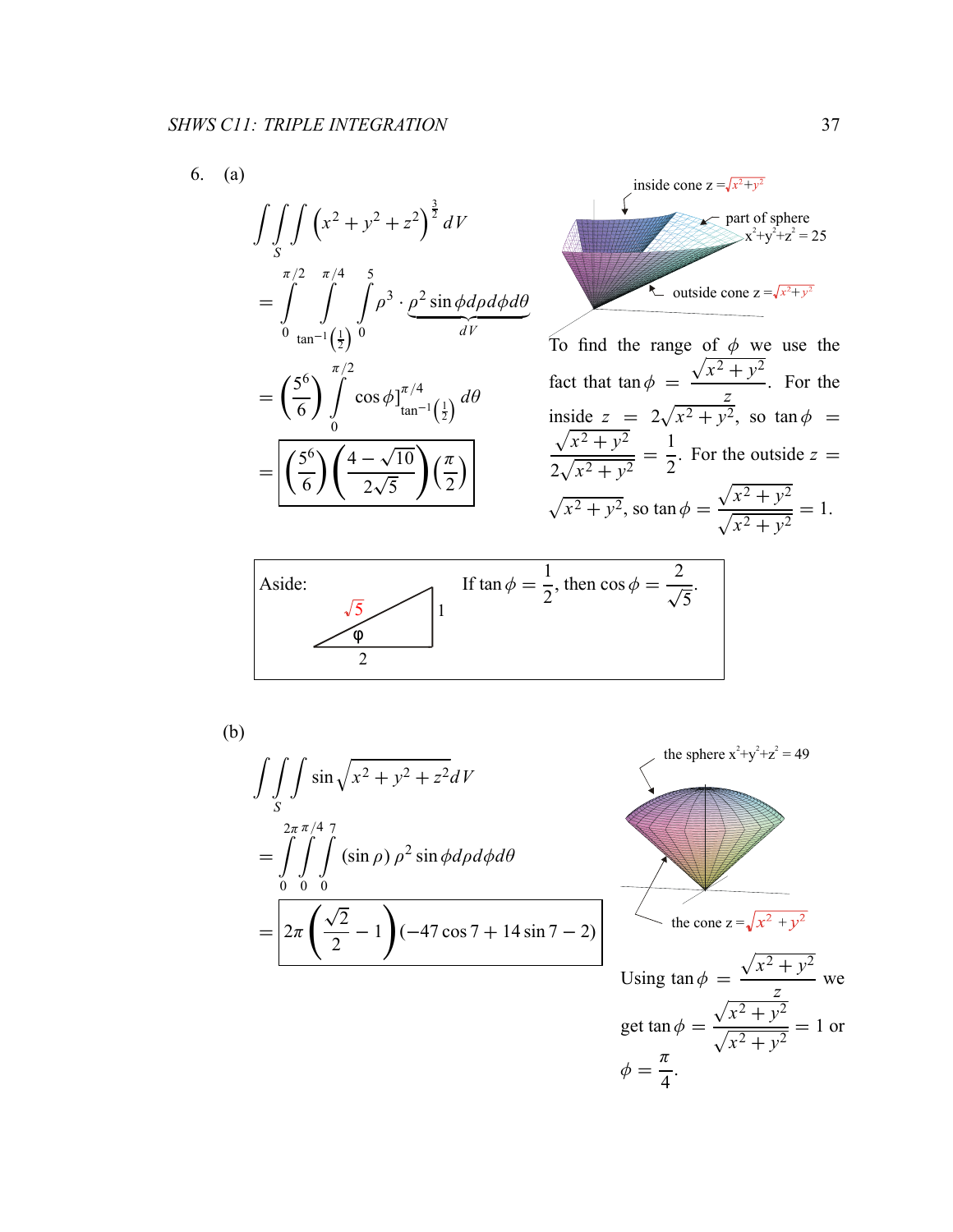6. (a)

$$\iiint_S \left(x^2+y^2+z^2\right)^{\frac{3}{2}} dV$$

$$= \int_0^{\pi/2} \int_{\tan^{-1}\left(\frac{1}{2}\right)}^{\pi/4} \int_0^5 \rho^3 \cdot \underbrace{\rho^2 \sin\phi \, d\rho \, d\phi \, d\theta}_{dV}$$

$$= \left(\frac{5^6}{6}\right) \int_0^{\pi/2} \cos\phi\Big]_{\tan^{-1}\left(\frac{1}{2}\right)}^{\pi/4} d\theta$$

$$= \boxed{\left(\frac{5^6}{6}\right)\left(\frac{4-\sqrt{10}}{2\sqrt{5}}\right)\left(\frac{\pi}{2}\right)}$$

inside cone $z = \sqrt{x^2+y^2}$

part of sphere $x^2+y^2+z^2 = 25$

outside cone $z = \sqrt{x^2+y^2}$

To find the range of $\phi$ we use the fact that $\tan\phi = \dfrac{\sqrt{x^2+y^2}}{z}$. For the inside $z = 2\sqrt{x^2+y^2}$, so $\tan\phi = \dfrac{\sqrt{x^2+y^2}}{2\sqrt{x^2+y^2}} = \dfrac{1}{2}$. For the outside $z = \sqrt{x^2+y^2}$, so $\tan\phi = \dfrac{\sqrt{x^2+y^2}}{\sqrt{x^2+y^2}} = 1$.

Aside: If $\tan\phi = \dfrac{1}{2}$, then $\cos\phi = \dfrac{2}{\sqrt{5}}$.

(Triangle with angle φ, adjacent side 2, opposite side 1, hypotenuse $\sqrt{5}$.)

(b)

$$\iiint_S \sin\sqrt{x^2+y^2+z^2}\, dV$$

$$= \int_0^{2\pi} \int_0^{\pi/4} \int_0^7 (\sin\rho)\, \rho^2 \sin\phi \, d\rho \, d\phi \, d\theta$$

$$= \boxed{2\pi\left(\frac{\sqrt{2}}{2}-1\right)(-47\cos 7 + 14\sin 7 - 2)}$$

the sphere $x^2+y^2+z^2 = 49$

the cone $z = \sqrt{x^2+y^2}$

Using $\tan\phi = \dfrac{\sqrt{x^2+y^2}}{z}$ we get $\tan\phi = \dfrac{\sqrt{x^2+y^2}}{\sqrt{x^2+y^2}} = 1$ or $\phi = \dfrac{\pi}{4}$.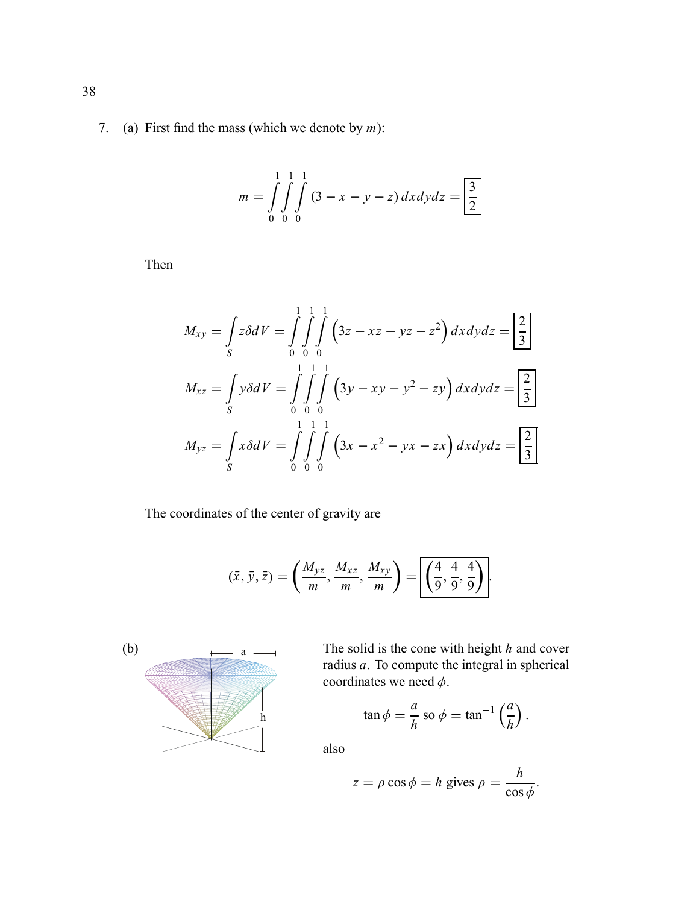7. (a) First find the mass (which we denote by $m$):

$$m = \int_0^1\int_0^1\int_0^1 (3 - x - y - z)\, dxdydz = \boxed{\frac{3}{2}}$$

Then

$$M_{xy} = \int_S z\delta dV = \int_0^1\int_0^1\int_0^1 \left(3z - xz - yz - z^2\right) dxdydz = \boxed{\frac{2}{3}}$$

$$M_{xz} = \int_S y\delta dV = \int_0^1\int_0^1\int_0^1 \left(3y - xy - y^2 - zy\right) dxdydz = \boxed{\frac{2}{3}}$$

$$M_{yz} = \int_S x\delta dV = \int_0^1\int_0^1\int_0^1 \left(3x - x^2 - yx - zx\right) dxdydz = \boxed{\frac{2}{3}}$$

The coordinates of the center of gravity are

$$(\bar{x}, \bar{y}, \bar{z}) = \left(\frac{M_{yz}}{m}, \frac{M_{xz}}{m}, \frac{M_{xy}}{m}\right) = \boxed{\left(\frac{4}{9}, \frac{4}{9}, \frac{4}{9}\right)}.$$

(b) The solid is the cone with height $h$ and cover radius $a$. To compute the integral in spherical coordinates we need $\phi$.

$$\tan\phi = \frac{a}{h} \text{ so } \phi = \tan^{-1}\left(\frac{a}{h}\right).$$

also

$$z = \rho\cos\phi = h \text{ gives } \rho = \frac{h}{\cos\phi}.$$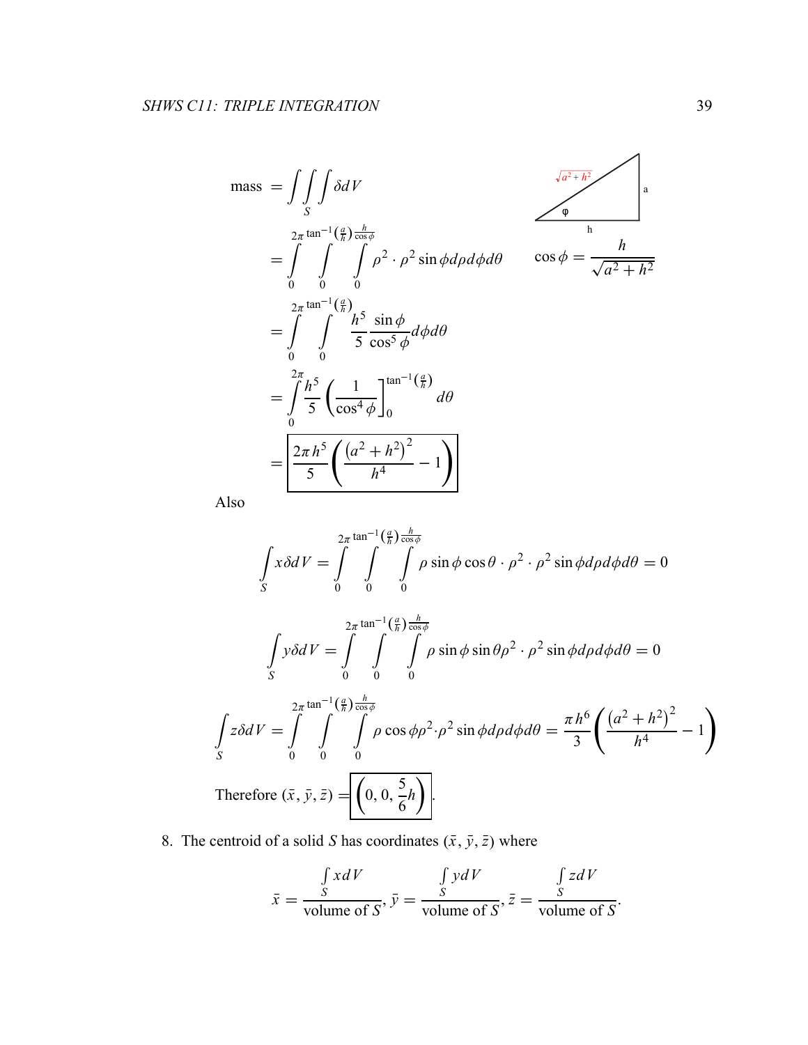$$
\begin{aligned}
\text{mass } &= \iiint_S \delta dV \\
&= \int_0^{2\pi} \int_0^{\tan^{-1}\left(\frac{a}{h}\right)} \int_0^{\frac{h}{\cos\phi}} \rho^2 \cdot \rho^2 \sin\phi \, d\rho \, d\phi \, d\theta \\
&= \int_0^{2\pi} \int_0^{\tan^{-1}\left(\frac{a}{h}\right)} \frac{h^5}{5} \frac{\sin\phi}{\cos^5\phi} d\phi \, d\theta \\
&= \int_0^{2\pi} \frac{h^5}{5} \left( \frac{1}{\cos^4\phi} \right]_0^{\tan^{-1}\left(\frac{a}{h}\right)} d\theta \\
&= \boxed{\frac{2\pi h^5}{5} \left( \frac{\left(a^2+h^2\right)^2}{h^4} - 1 \right)}
\end{aligned}
$$

(Right triangle with legs $h$ and $a$, hypotenuse $\sqrt{a^2+h^2}$, angle $\varphi$ opposite side $a$.)

$$\cos\phi = \frac{h}{\sqrt{a^2+h^2}}$$

Also

$$\int_S x\delta dV = \int_0^{2\pi} \int_0^{\tan^{-1}\left(\frac{a}{h}\right)} \int_0^{\frac{h}{\cos\phi}} \rho \sin\phi \cos\theta \cdot \rho^2 \cdot \rho^2 \sin\phi \, d\rho \, d\phi \, d\theta = 0$$

$$\int_S y\delta dV = \int_0^{2\pi} \int_0^{\tan^{-1}\left(\frac{a}{h}\right)} \int_0^{\frac{h}{\cos\phi}} \rho \sin\phi \sin\theta \rho^2 \cdot \rho^2 \sin\phi \, d\rho \, d\phi \, d\theta = 0$$

$$\int_S z\delta dV = \int_0^{2\pi} \int_0^{\tan^{-1}\left(\frac{a}{h}\right)} \int_0^{\frac{h}{\cos\phi}} \rho \cos\phi \rho^2 \cdot \rho^2 \sin\phi \, d\rho \, d\phi \, d\theta = \frac{\pi h^6}{3} \left( \frac{\left(a^2+h^2\right)^2}{h^4} - 1 \right)$$

Therefore $(\bar{x}, \bar{y}, \bar{z}) = \boxed{\left(0, 0, \frac{5}{6}h\right)}$.

8. The centroid of a solid $S$ has coordinates $(\bar{x}, \bar{y}, \bar{z})$ where

$$\bar{x} = \frac{\int_S x dV}{\text{volume of } S}, \bar{y} = \frac{\int_S y dV}{\text{volume of } S}, \bar{z} = \frac{\int_S z dV}{\text{volume of } S}.$$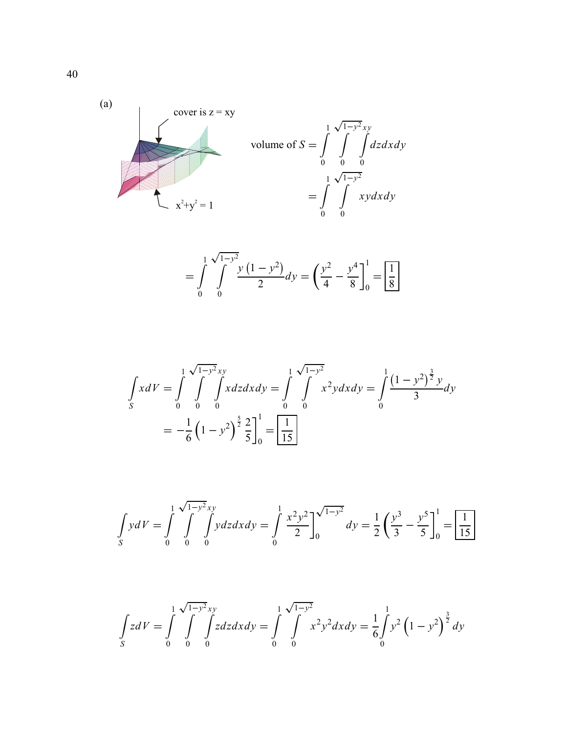(a)

cover is z = xy

$x^2+y^2 = 1$

$$\text{volume of } S = \int_0^1 \int_0^{\sqrt{1-y^2}} \int_0^{xy} dz dx dy$$

$$= \int_0^1 \int_0^{\sqrt{1-y^2}} xy dx dy$$

$$= \int_0^1 \int_0^{\sqrt{1-y^2}} \frac{y\left(1-y^2\right)}{2} dy = \left(\frac{y^2}{4} - \frac{y^4}{8}\right]_0^1 = \boxed{\frac{1}{8}}$$

$$\int_S x dV = \int_0^1 \int_0^{\sqrt{1-y^2}} \int_0^{xy} x dz dx dy = \int_0^1 \int_0^{\sqrt{1-y^2}} x^2 y dx dy = \int_0^1 \frac{\left(1-y^2\right)^{\frac{3}{2}} y}{3} dy$$

$$= -\frac{1}{6}\left(1-y^2\right)^{\frac{5}{2}} \frac{2}{5}\Bigg]_0^1 = \boxed{\frac{1}{15}}$$

$$\int_S y dV = \int_0^1 \int_0^{\sqrt{1-y^2}} \int_0^{xy} y dz dx dy = \int_0^1 \frac{x^2 y^2}{2}\Bigg]_0^{\sqrt{1-y^2}} dy = \frac{1}{2}\left(\frac{y^3}{3} - \frac{y^5}{5}\right]_0^1 = \boxed{\frac{1}{15}}$$

$$\int_S z dV = \int_0^1 \int_0^{\sqrt{1-y^2}} \int_0^{xy} z dz dx dy = \int_0^1 \int_0^{\sqrt{1-y^2}} x^2 y^2 dx dy = \frac{1}{6}\int_0^1 y^2 \left(1-y^2\right)^{\frac{3}{2}} dy$$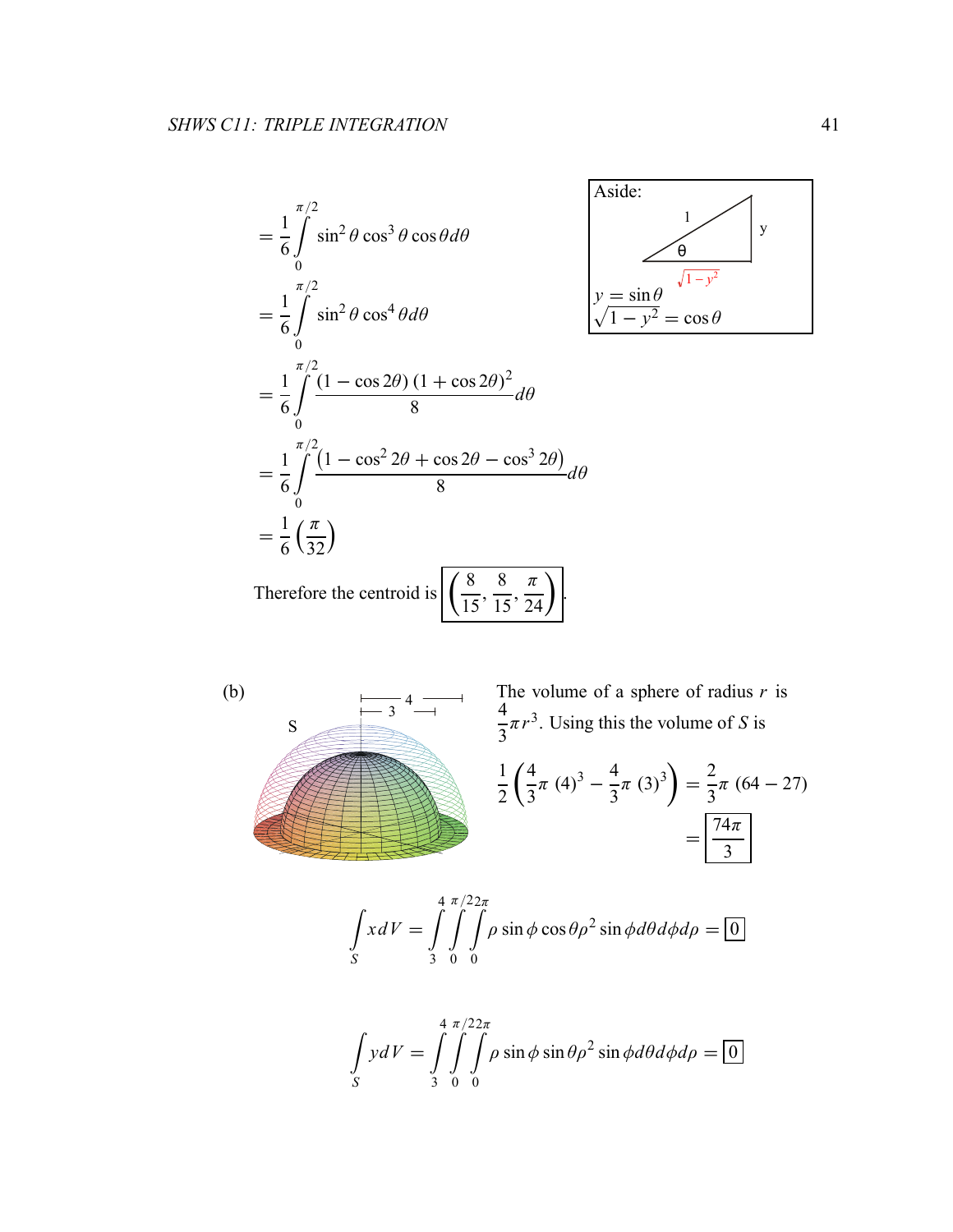$$= \frac{1}{6}\int_0^{\pi/2} \sin^2\theta\cos^3\theta\cos\theta d\theta$$

$$= \frac{1}{6}\int_0^{\pi/2} \sin^2\theta\cos^4\theta d\theta$$

$$= \frac{1}{6}\int_0^{\pi/2} \frac{(1-\cos 2\theta)(1+\cos 2\theta)^2}{8} d\theta$$

$$= \frac{1}{6}\int_0^{\pi/2} \frac{\left(1-\cos^2 2\theta+\cos 2\theta-\cos^3 2\theta\right)}{8} d\theta$$

$$= \frac{1}{6}\left(\frac{\pi}{32}\right)$$

Aside:

1, y, θ, $\sqrt{1-y^2}$

$y = \sin\theta$

$\sqrt{1-y^2} = \cos\theta$

Therefore the centroid is $\boxed{\left(\frac{8}{15}, \frac{8}{15}, \frac{\pi}{24}\right)}$.

(b)

S, 3, 4

The volume of a sphere of radius $r$ is $\frac{4}{3}\pi r^3$. Using this the volume of $S$ is

$$\frac{1}{2}\left(\frac{4}{3}\pi\,(4)^3 - \frac{4}{3}\pi\,(3)^3\right) = \frac{2}{3}\pi\,(64-27)$$

$$= \boxed{\frac{74\pi}{3}}$$

$$\int_S x\,dV = \int_3^4\int_0^{\pi/2}\int_0^{2\pi} \rho\sin\phi\cos\theta\rho^2\sin\phi d\theta d\phi d\rho = \boxed{0}$$

$$\int_S y\,dV = \int_3^4\int_0^{\pi/2}\int_0^{2\pi} \rho\sin\phi\sin\theta\rho^2\sin\phi d\theta d\phi d\rho = \boxed{0}$$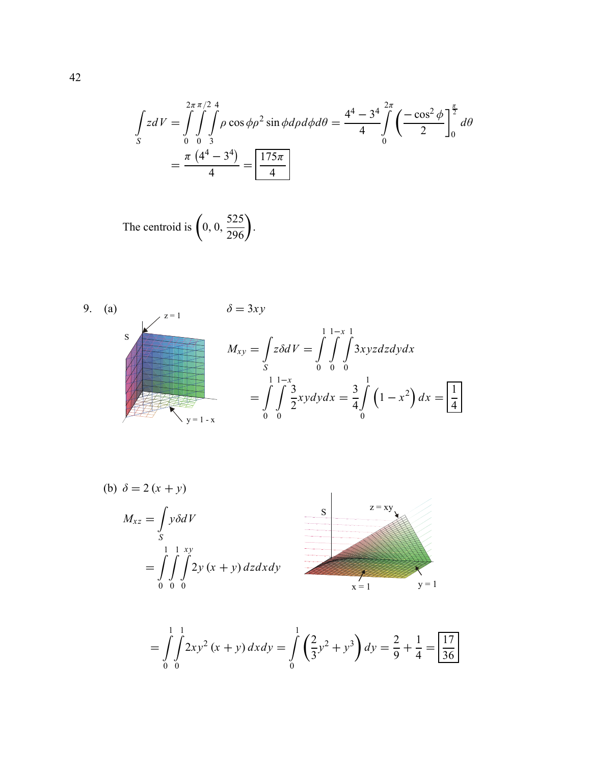$$\int_S z\,dV = \int_0^{2\pi}\int_0^{\pi/2}\int_3^4 \rho\cos\phi\rho^2\sin\phi\,d\rho\,d\phi\,d\theta = \frac{4^4-3^4}{4}\int_0^{2\pi}\left(\frac{-\cos^2\phi}{2}\right]_0^{\frac{\pi}{2}} d\theta$$

$$= \frac{\pi\left(4^4-3^4\right)}{4} = \boxed{\frac{175\pi}{4}}$$

The centroid is $\left(0, 0, \frac{525}{296}\right)$.

9. (a) $\delta = 3xy$

$$M_{xy} = \int_S z\delta\,dV = \int_0^1\int_0^{1-x}\int_0^1 3xyz\,dz\,dy\,dx$$

$$= \int_0^1\int_0^{1-x}\frac{3}{2}xy\,dy\,dx = \frac{3}{4}\int_0^1\left(1-x^2\right)dx = \boxed{\frac{1}{4}}$$

(b) $\delta = 2(x+y)$

$$M_{xz} = \int_S y\delta\,dV$$

$$= \int_0^1\int_0^1\int_0^{xy} 2y(x+y)\,dz\,dx\,dy$$

$$= \int_0^1\int_0^1 2xy^2(x+y)\,dx\,dy = \int_0^1\left(\frac{2}{3}y^2+y^3\right)dy = \frac{2}{9}+\frac{1}{4} = \boxed{\frac{17}{36}}$$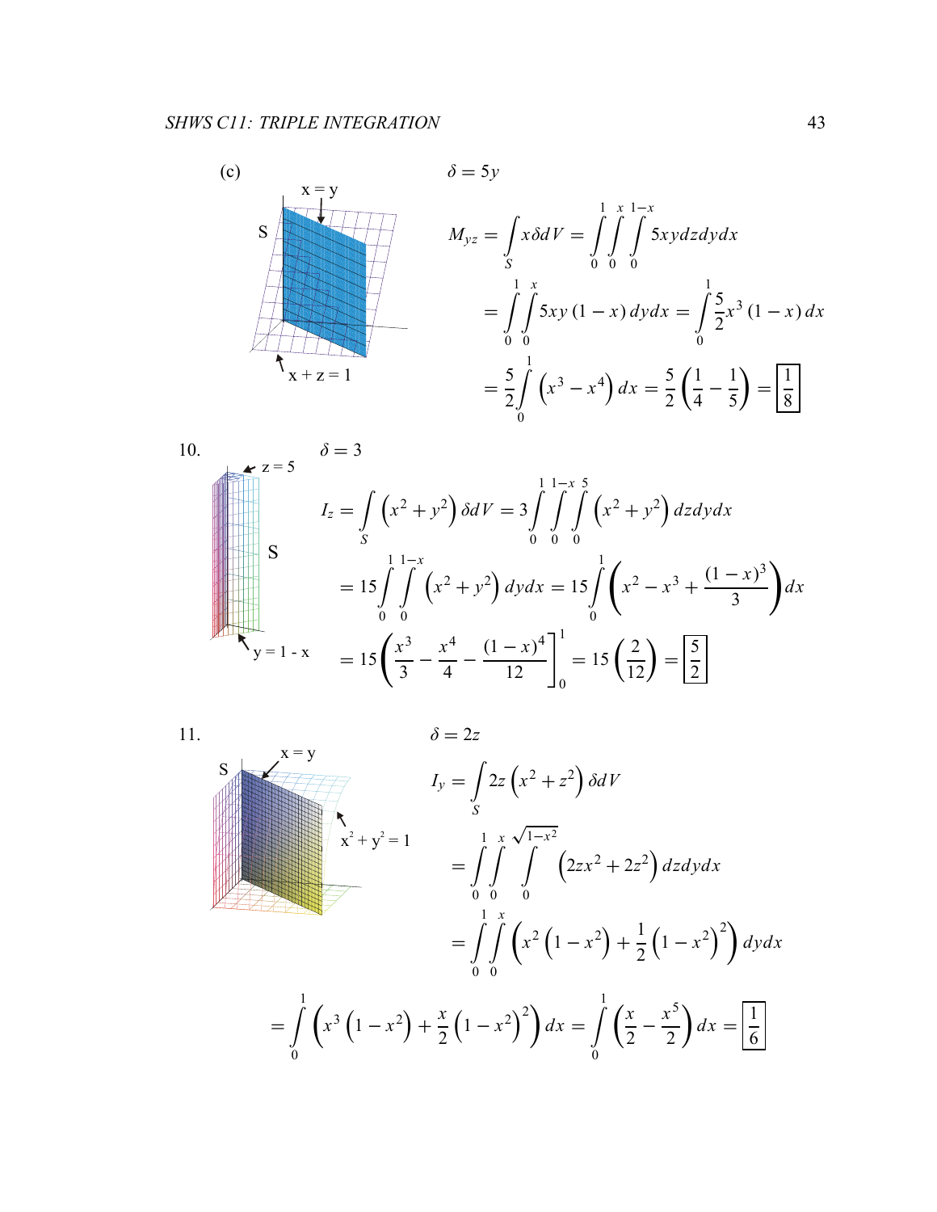(c)

x = y

S

x + z = 1

$\delta = 5y$

$$M_{yz} = \int_S x\delta dV = \int_0^1 \int_0^x \int_0^{1-x} 5xy\,dz\,dy\,dx$$

$$= \int_0^1 \int_0^x 5xy(1-x)\,dy\,dx = \int_0^1 \frac{5}{2}x^3(1-x)\,dx$$

$$= \frac{5}{2}\int_0^1 \left(x^3 - x^4\right)dx = \frac{5}{2}\left(\frac{1}{4} - \frac{1}{5}\right) = \boxed{\frac{1}{8}}$$

10.

z = 5

S

y = 1 - x

$\delta = 3$

$$I_z = \int_S \left(x^2 + y^2\right)\delta dV = 3\int_0^1 \int_0^{1-x} \int_0^5 \left(x^2 + y^2\right) dz\,dy\,dx$$

$$= 15\int_0^1 \int_0^{1-x} \left(x^2 + y^2\right) dy\,dx = 15\int_0^1 \left(x^2 - x^3 + \frac{(1-x)^3}{3}\right)dx$$

$$= 15\left(\frac{x^3}{3} - \frac{x^4}{4} - \frac{(1-x)^4}{12}\right]_0^1 = 15\left(\frac{2}{12}\right) = \boxed{\frac{5}{2}}$$

11.

S

x = y

$x^2 + y^2 = 1$

$\delta = 2z$

$$I_y = \int_S 2z\left(x^2 + z^2\right)\delta dV$$

$$= \int_0^1 \int_0^x \int_0^{\sqrt{1-x^2}} \left(2zx^2 + 2z^2\right) dz\,dy\,dx$$

$$= \int_0^1 \int_0^x \left(x^2\left(1-x^2\right) + \frac{1}{2}\left(1-x^2\right)^2\right) dy\,dx$$

$$= \int_0^1 \left(x^3\left(1-x^2\right) + \frac{x}{2}\left(1-x^2\right)^2\right)dx = \int_0^1 \left(\frac{x}{2} - \frac{x^5}{2}\right)dx = \boxed{\frac{1}{6}}$$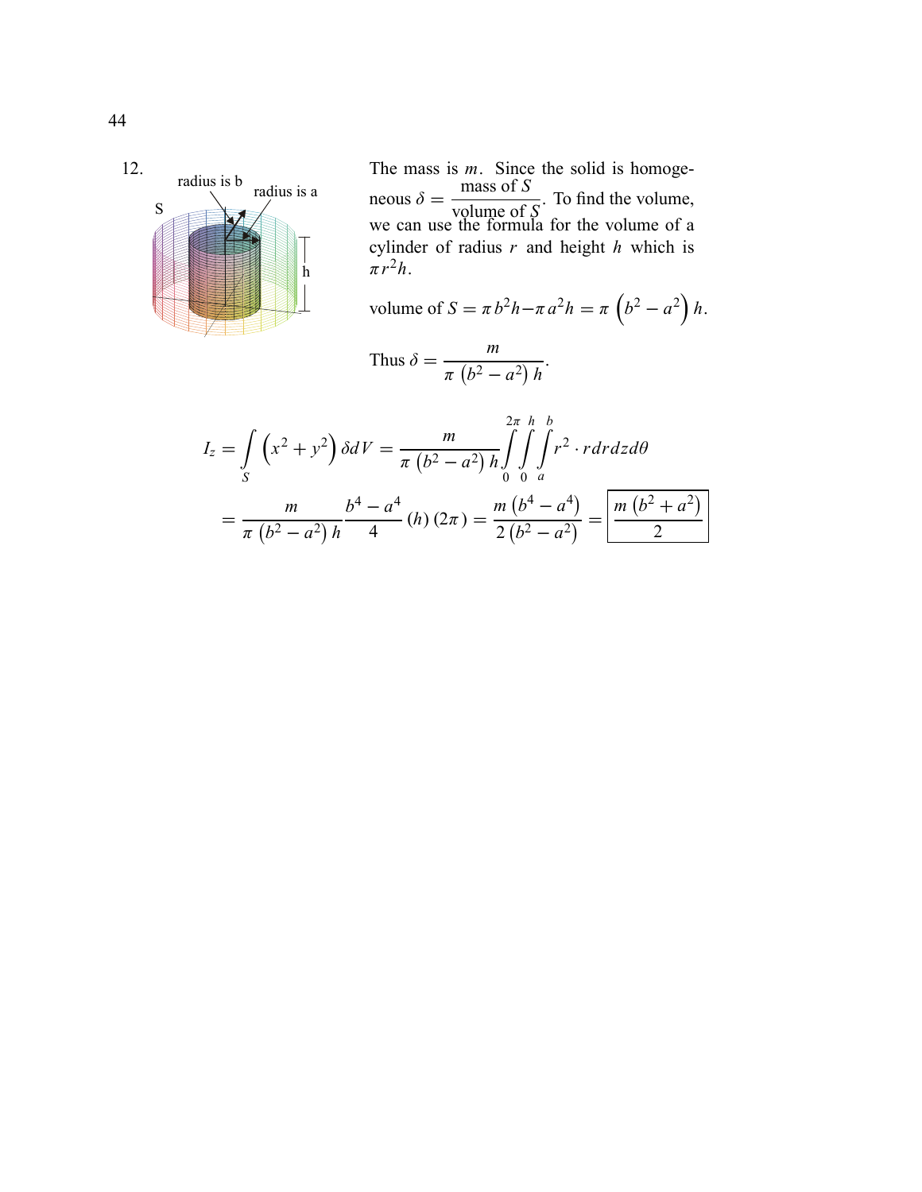12.

radius is b

radius is a

S

h

The mass is $m$. Since the solid is homogeneous $\delta = \dfrac{\text{mass of } S}{\text{volume of } S}$. To find the volume, we can use the formula for the volume of a cylinder of radius $r$ and height $h$ which is $\pi r^2 h$.

volume of $S = \pi b^2 h - \pi a^2 h = \pi \left(b^2 - a^2\right) h$.

Thus $\delta = \dfrac{m}{\pi \left(b^2 - a^2\right) h}$.

$$I_z = \int_S \left(x^2 + y^2\right) \delta dV = \frac{m}{\pi \left(b^2 - a^2\right) h} \int_0^{2\pi} \int_0^h \int_a^b r^2 \cdot r dr dz d\theta$$

$$= \frac{m}{\pi \left(b^2 - a^2\right) h} \frac{b^4 - a^4}{4} (h)(2\pi) = \frac{m \left(b^4 - a^4\right)}{2\left(b^2 - a^2\right)} = \boxed{\frac{m \left(b^2 + a^2\right)}{2}}$$